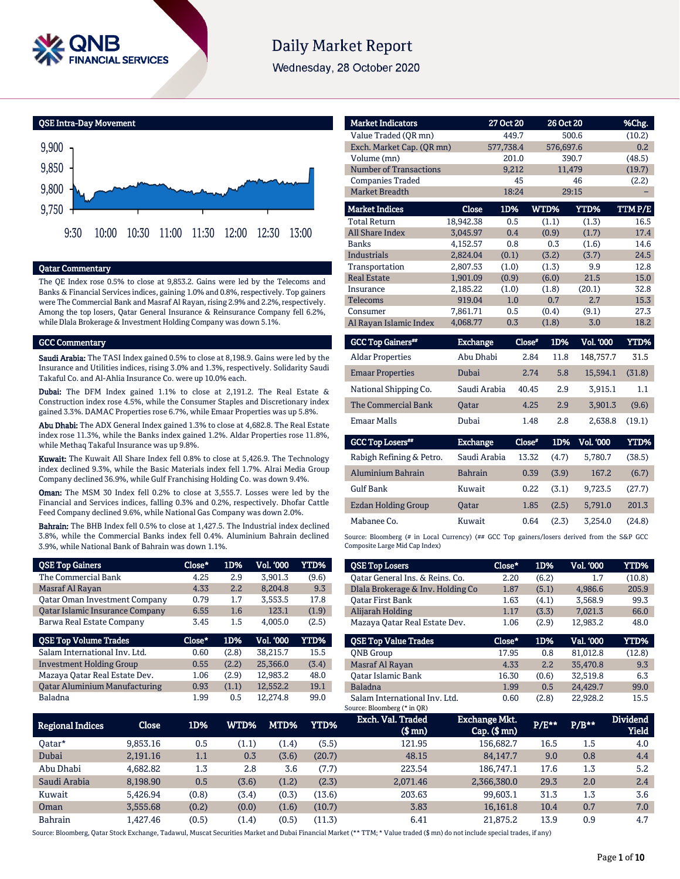# Daily Market Report

Wednesday, 28 October 2020

## QSE Intra-Day Movement

## Qatar Commentary

The QE Index rose 0.5% to close at 9,853.2. Gains were led by the Telecoms and Banks & Financial Services indices, gaining 1.0% and 0.8%, respectively. Top gainers were The Commercial Bank and Masraf Al Rayan, rising 2.9% and 2.2%, respectively. Among the top losers, Qatar General Insurance & Reinsurance Company fell 6.2%, while Dlala Brokerage & Investment Holding Company was down 5.1%.

## GCC Commentary

**Saudi Arabia:** The TASI Index gained 0.5% to close at 8,198.9. Gains were led by the Insurance and Utilities indices, rising 3.0% and 1.3%, respectively. Solidarity Saudi Takaful Co. and Al-Ahlia Insurance Co. were up 10.0% each.

**Dubai:** The DFM Index gained 1.1% to close at 2,191.2. The Real Estate & Construction index rose 4.5%, while the Consumer Staples and Discretionary index gained 3.3%. DAMAC Properties rose 6.7%, while Emaar Properties was up 5.8%.

**Abu Dhabi:** The ADX General Index gained 1.3% to close at 4,682.8. The Real Estate index rose 11.3%, while the Banks index gained 1.2%. Aldar Properties rose 11.8%, while Methaq Takaful Insurance was up 9.8%.

**Kuwait:** The Kuwait All Share Index fell 0.8% to close at 5,426.9. The Technology index declined 9.3%, while the Basic Materials index fell 1.7%. Alrai Media Group Company declined 36.9%, while Gulf Franchising Holding Co. was down 9.4%.

**Oman:** The MSM 30 Index fell 0.2% to close at 3,555.7. Losses were led by the Financial and Services indices, falling 0.3% and 0.2%, respectively. Dhofar Cattle Feed Company declined 9.6%, while National Gas Company was down 2.0%.

**Bahrain:** The BHB Index fell 0.5% to close at 1,427.5. The Industrial index declined 3.8%, while the Commercial Banks index fell 0.4%. Aluminium Bahrain declined 3.9%, while National Bank of Bahrain was down 1.1%.

| Market Indicators | 27 Oct 20 | 26 Oct 20 | %Chg. |
|---|---|---|---|
| Value Traded (QR mn) | 449.7 | 500.6 | (10.2) |
| Exch. Market Cap. (QR mn) | 577,738.4 | 576,697.6 | 0.2 |
| Volume (mn) | 201.0 | 390.7 | (48.5) |
| Number of Transactions | 9,212 | 11,479 | (19.7) |
| Companies Traded | 45 | 46 | (2.2) |
| Market Breadth | 18:24 | 29:15 | – |

| Market Indices | Close | 1D% | WTD% | YTD% | TTM P/E |
|---|---|---|---|---|---|
| Total Return | 18,942.38 | 0.5 | (1.1) | (1.3) | 16.5 |
| All Share Index | 3,045.97 | 0.4 | (0.9) | (1.7) | 17.4 |
| Banks | 4,152.57 | 0.8 | 0.3 | (1.6) | 14.6 |
| Industrials | 2,824.04 | (0.1) | (3.2) | (3.7) | 24.5 |
| Transportation | 2,807.53 | (1.0) | (1.3) | 9.9 | 12.8 |
| Real Estate | 1,901.09 | (0.9) | (6.0) | 21.5 | 15.0 |
| Insurance | 2,185.22 | (1.0) | (1.8) | (20.1) | 32.8 |
| Telecoms | 919.04 | 1.0 | 0.7 | 2.7 | 15.3 |
| Consumer | 7,861.71 | 0.5 | (0.4) | (9.1) | 27.3 |
| Al Rayan Islamic Index | 4,068.77 | 0.3 | (1.8) | 3.0 | 18.2 |

| GCC Top Gainers## | Exchange | Close# | 1D% | Vol. '000 | YTD% |
|---|---|---|---|---|---|
| Aldar Properties | Abu Dhabi | 2.84 | 11.8 | 148,757.7 | 31.5 |
| Emaar Properties | Dubai | 2.74 | 5.8 | 15,594.1 | (31.8) |
| National Shipping Co. | Saudi Arabia | 40.45 | 2.9 | 3,915.1 | 1.1 |
| The Commercial Bank | Qatar | 4.25 | 2.9 | 3,901.3 | (9.6) |
| Emaar Malls | Dubai | 1.48 | 2.8 | 2,638.8 | (19.1) |

| GCC Top Losers## | Exchange | Close# | 1D% | Vol. '000 | YTD% |
|---|---|---|---|---|---|
| Rabigh Refining & Petro. | Saudi Arabia | 13.32 | (4.7) | 5,780.7 | (38.5) |
| Aluminium Bahrain | Bahrain | 0.39 | (3.9) | 167.2 | (6.7) |
| Gulf Bank | Kuwait | 0.22 | (3.1) | 9,723.5 | (27.7) |
| Ezdan Holding Group | Qatar | 1.85 | (2.5) | 5,791.0 | 201.3 |
| Mabanee Co. | Kuwait | 0.64 | (2.3) | 3,254.0 | (24.8) |

Source: Bloomberg (# in Local Currency) (## GCC Top gainers/losers derived from the S&P GCC Composite Large Mid Cap Index)

| QSE Top Gainers | Close* | 1D% | Vol. '000 | YTD% |
|---|---|---|---|---|
| The Commercial Bank | 4.25 | 2.9 | 3,901.3 | (9.6) |
| Masraf Al Rayan | 4.33 | 2.2 | 8,204.8 | 9.3 |
| Qatar Oman Investment Company | 0.79 | 1.7 | 3,553.5 | 17.8 |
| Qatar Islamic Insurance Company | 6.55 | 1.6 | 123.1 | (1.9) |
| Barwa Real Estate Company | 3.45 | 1.5 | 4,005.0 | (2.5) |

| QSE Top Volume Trades | Close* | 1D% | Vol. '000 | YTD% |
|---|---|---|---|---|
| Salam International Inv. Ltd. | 0.60 | (2.8) | 38,215.7 | 15.5 |
| Investment Holding Group | 0.55 | (2.2) | 25,366.0 | (3.4) |
| Mazaya Qatar Real Estate Dev. | 1.06 | (2.9) | 12,983.2 | 48.0 |
| Qatar Aluminium Manufacturing | 0.93 | (1.1) | 12,552.2 | 19.1 |
| Baladna | 1.99 | 0.5 | 12,274.8 | 99.0 |

| QSE Top Losers | Close* | 1D% | Vol. '000 | YTD% |
|---|---|---|---|---|
| Qatar General Ins. & Reins. Co. | 2.20 | (6.2) | 1.7 | (10.8) |
| Dlala Brokerage & Inv. Holding Co | 1.87 | (5.1) | 4,986.6 | 205.9 |
| Qatar First Bank | 1.63 | (4.1) | 3,568.9 | 99.3 |
| Alijarah Holding | 1.17 | (3.3) | 7,021.3 | 66.0 |
| Mazaya Qatar Real Estate Dev. | 1.06 | (2.9) | 12,983.2 | 48.0 |

| QSE Top Value Trades | Close* | 1D% | Val. '000 | YTD% |
|---|---|---|---|---|
| QNB Group | 17.95 | 0.8 | 81,012.8 | (12.8) |
| Masraf Al Rayan | 4.33 | 2.2 | 35,470.8 | 9.3 |
| Qatar Islamic Bank | 16.30 | (0.6) | 32,519.8 | 6.3 |
| Baladna | 1.99 | 0.5 | 24,429.7 | 99.0 |
| Salam International Inv. Ltd. | 0.60 | (2.8) | 22,928.2 | 15.5 |

Source: Bloomberg (* in QR)

| Regional Indices | Close | 1D% | WTD% | MTD% | YTD% | Exch. Val. Traded ($ mn) | Exchange Mkt. Cap. ($ mn) | P/E** | P/B** | Dividend Yield |
|---|---|---|---|---|---|---|---|---|---|---|
| Qatar* | 9,853.16 | 0.5 | (1.1) | (1.4) | (5.5) | 121.95 | 156,682.7 | 16.5 | 1.5 | 4.0 |
| Dubai | 2,191.16 | 1.1 | 0.3 | (3.6) | (20.7) | 48.15 | 84,147.7 | 9.0 | 0.8 | 4.4 |
| Abu Dhabi | 4,682.82 | 1.3 | 2.8 | 3.6 | (7.7) | 223.54 | 186,747.1 | 17.6 | 1.3 | 5.2 |
| Saudi Arabia | 8,198.90 | 0.5 | (3.6) | (1.2) | (2.3) | 2,071.46 | 2,366,380.0 | 29.3 | 2.0 | 2.4 |
| Kuwait | 5,426.94 | (0.8) | (3.4) | (0.3) | (13.6) | 203.63 | 99,603.1 | 31.3 | 1.3 | 3.6 |
| Oman | 3,555.68 | (0.2) | (0.0) | (1.6) | (10.7) | 3.83 | 16,161.8 | 10.4 | 0.7 | 7.0 |
| Bahrain | 1,427.46 | (0.5) | (1.4) | (0.5) | (11.3) | 6.41 | 21,875.2 | 13.9 | 0.9 | 4.7 |

Source: Bloomberg, Qatar Stock Exchange, Tadawul, Muscat Securities Market and Dubai Financial Market (** TTM; * Value traded ($ mn) do not include special trades, if any)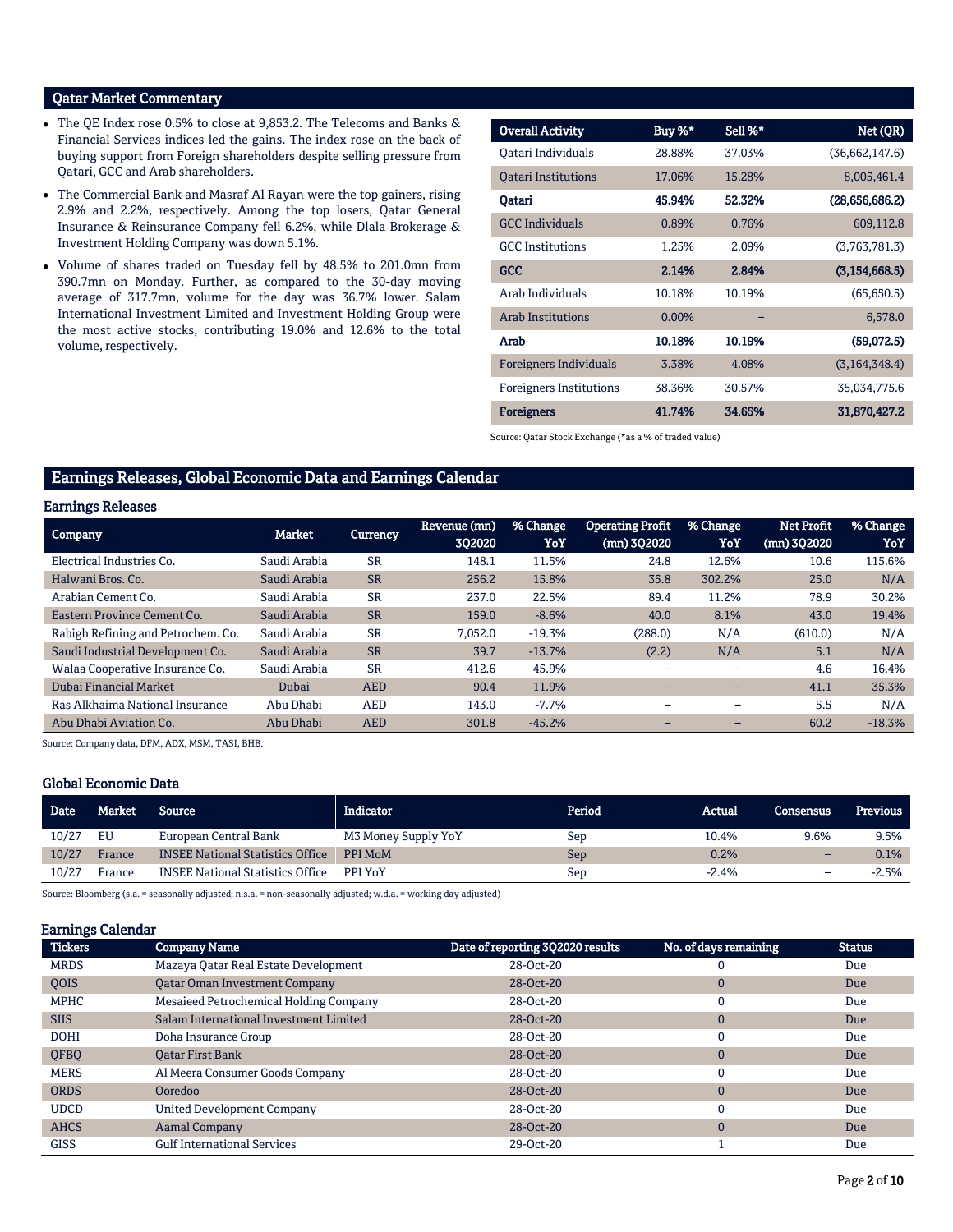## Qatar Market Commentary

- The QE Index rose 0.5% to close at 9,853.2. The Telecoms and Banks & Financial Services indices led the gains. The index rose on the back of buying support from Foreign shareholders despite selling pressure from Qatari, GCC and Arab shareholders.
- The Commercial Bank and Masraf Al Rayan were the top gainers, rising 2.9% and 2.2%, respectively. Among the top losers, Qatar General Insurance & Reinsurance Company fell 6.2%, while Dlala Brokerage & Investment Holding Company was down 5.1%.
- Volume of shares traded on Tuesday fell by 48.5% to 201.0mn from 390.7mn on Monday. Further, as compared to the 30-day moving average of 317.7mn, volume for the day was 36.7% lower. Salam International Investment Limited and Investment Holding Group were the most active stocks, contributing 19.0% and 12.6% to the total volume, respectively.

| Overall Activity | Buy %* | Sell %* | Net (QR) |
|---|---|---|---|
| Qatari Individuals | 28.88% | 37.03% | (36,662,147.6) |
| Qatari Institutions | 17.06% | 15.28% | 8,005,461.4 |
| **Qatari** | **45.94%** | **52.32%** | **(28,656,686.2)** |
| GCC Individuals | 0.89% | 0.76% | 609,112.8 |
| GCC Institutions | 1.25% | 2.09% | (3,763,781.3) |
| **GCC** | **2.14%** | **2.84%** | **(3,154,668.5)** |
| Arab Individuals | 10.18% | 10.19% | (65,650.5) |
| Arab Institutions | 0.00% | – | 6,578.0 |
| **Arab** | **10.18%** | **10.19%** | **(59,072.5)** |
| Foreigners Individuals | 3.38% | 4.08% | (3,164,348.4) |
| Foreigners Institutions | 38.36% | 30.57% | 35,034,775.6 |
| **Foreigners** | **41.74%** | **34.65%** | **31,870,427.2** |

Source: Qatar Stock Exchange (*as a % of traded value)

## Earnings Releases, Global Economic Data and Earnings Calendar

### Earnings Releases

| Company | Market | Currency | Revenue (mn) 3Q2020 | % Change YoY | Operating Profit (mn) 3Q2020 | % Change YoY | Net Profit (mn) 3Q2020 | % Change YoY |
|---|---|---|---|---|---|---|---|---|
| Electrical Industries Co. | Saudi Arabia | SR | 148.1 | 11.5% | 24.8 | 12.6% | 10.6 | 115.6% |
| Halwani Bros. Co. | Saudi Arabia | SR | 256.2 | 15.8% | 35.8 | 302.2% | 25.0 | N/A |
| Arabian Cement Co. | Saudi Arabia | SR | 237.0 | 22.5% | 89.4 | 11.2% | 78.9 | 30.2% |
| Eastern Province Cement Co. | Saudi Arabia | SR | 159.0 | -8.6% | 40.0 | 8.1% | 43.0 | 19.4% |
| Rabigh Refining and Petrochem. Co. | Saudi Arabia | SR | 7,052.0 | -19.3% | (288.0) | N/A | (610.0) | N/A |
| Saudi Industrial Development Co. | Saudi Arabia | SR | 39.7 | -13.7% | (2.2) | N/A | 5.1 | N/A |
| Walaa Cooperative Insurance Co. | Saudi Arabia | SR | 412.6 | 45.9% | – | – | 4.6 | 16.4% |
| Dubai Financial Market | Dubai | AED | 90.4 | 11.9% | – | – | 41.1 | 35.3% |
| Ras Alkhaima National Insurance | Abu Dhabi | AED | 143.0 | -7.7% | – | – | 5.5 | N/A |
| Abu Dhabi Aviation Co. | Abu Dhabi | AED | 301.8 | -45.2% | – | – | 60.2 | -18.3% |

Source: Company data, DFM, ADX, MSM, TASI, BHB.

### Global Economic Data

| Date | Market | Source | Indicator | Period | Actual | Consensus | Previous |
|---|---|---|---|---|---|---|---|
| 10/27 | EU | European Central Bank | M3 Money Supply YoY | Sep | 10.4% | 9.6% | 9.5% |
| 10/27 | France | INSEE National Statistics Office | PPI MoM | Sep | 0.2% | – | 0.1% |
| 10/27 | France | INSEE National Statistics Office | PPI YoY | Sep | -2.4% | – | -2.5% |

Source: Bloomberg (s.a. = seasonally adjusted; n.s.a. = non-seasonally adjusted; w.d.a. = working day adjusted)

### Earnings Calendar

| Tickers | Company Name | Date of reporting 3Q2020 results | No. of days remaining | Status |
|---|---|---|---|---|
| MRDS | Mazaya Qatar Real Estate Development | 28-Oct-20 | 0 | Due |
| QOIS | Qatar Oman Investment Company | 28-Oct-20 | 0 | Due |
| MPHC | Mesaieed Petrochemical Holding Company | 28-Oct-20 | 0 | Due |
| SIIS | Salam International Investment Limited | 28-Oct-20 | 0 | Due |
| DOHI | Doha Insurance Group | 28-Oct-20 | 0 | Due |
| QFBQ | Qatar First Bank | 28-Oct-20 | 0 | Due |
| MERS | Al Meera Consumer Goods Company | 28-Oct-20 | 0 | Due |
| ORDS | Ooredoo | 28-Oct-20 | 0 | Due |
| UDCD | United Development Company | 28-Oct-20 | 0 | Due |
| AHCS | Aamal Company | 28-Oct-20 | 0 | Due |
| GISS | Gulf International Services | 29-Oct-20 | 1 | Due |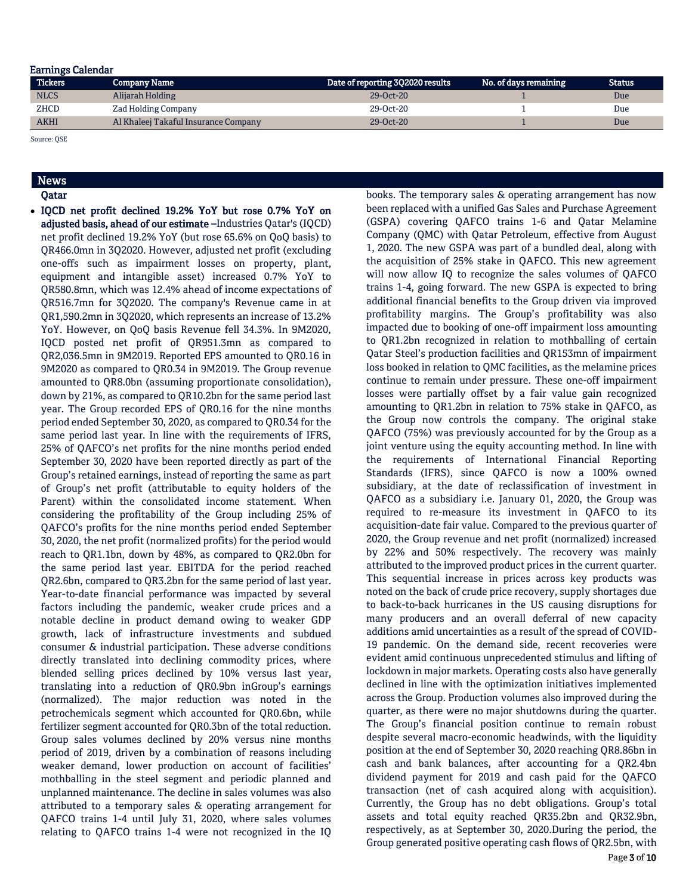## Earnings Calendar

| Tickers | Company Name | Date of reporting 3Q2020 results | No. of days remaining | Status |
|---|---|---|---|---|
| NLCS | Alijarah Holding | 29-Oct-20 | 1 | Due |
| ZHCD | Zad Holding Company | 29-Oct-20 | 1 | Due |
| AKHI | Al Khaleej Takaful Insurance Company | 29-Oct-20 | 1 | Due |

Source: QSE

## News

### Qatar

- **IQCD net profit declined 19.2% YoY but rose 0.7% YoY on adjusted basis, ahead of our estimate –** Industries Qatar's (IQCD) net profit declined 19.2% YoY (but rose 65.6% on QoQ basis) to QR466.0mn in 3Q2020. However, adjusted net profit (excluding one-offs such as impairment losses on property, plant, equipment and intangible asset) increased 0.7% YoY to QR580.8mn, which was 12.4% ahead of income expectations of QR516.7mn for 3Q2020. The company's Revenue came in at QR1,590.2mn in 3Q2020, which represents an increase of 13.2% YoY. However, on QoQ basis Revenue fell 34.3%. In 9M2020, IQCD posted net profit of QR951.3mn as compared to QR2,036.5mn in 9M2019. Reported EPS amounted to QR0.16 in 9M2020 as compared to QR0.34 in 9M2019. The Group revenue amounted to QR8.0bn (assuming proportionate consolidation), down by 21%, as compared to QR10.2bn for the same period last year. The Group recorded EPS of QR0.16 for the nine months period ended September 30, 2020, as compared to QR0.34 for the same period last year. In line with the requirements of IFRS, 25% of QAFCO's net profits for the nine months period ended September 30, 2020 have been reported directly as part of the Group's retained earnings, instead of reporting the same as part of Group's net profit (attributable to equity holders of the Parent) within the consolidated income statement. When considering the profitability of the Group including 25% of QAFCO's profits for the nine months period ended September 30, 2020, the net profit (normalized profits) for the period would reach to QR1.1bn, down by 48%, as compared to QR2.0bn for the same period last year. EBITDA for the period reached QR2.6bn, compared to QR3.2bn for the same period of last year. Year-to-date financial performance was impacted by several factors including the pandemic, weaker crude prices and a notable decline in product demand owing to weaker GDP growth, lack of infrastructure investments and subdued consumer & industrial participation. These adverse conditions directly translated into declining commodity prices, where blended selling prices declined by 10% versus last year, translating into a reduction of QR0.9bn inGroup's earnings (normalized). The major reduction was noted in the petrochemicals segment which accounted for QR0.6bn, while fertilizer segment accounted for QR0.3bn of the total reduction. Group sales volumes declined by 20% versus nine months period of 2019, driven by a combination of reasons including weaker demand, lower production on account of facilities' mothballing in the steel segment and periodic planned and unplanned maintenance. The decline in sales volumes was also attributed to a temporary sales & operating arrangement for QAFCO trains 1-4 until July 31, 2020, where sales volumes relating to QAFCO trains 1-4 were not recognized in the IQ books. The temporary sales & operating arrangement has now been replaced with a unified Gas Sales and Purchase Agreement (GSPA) covering QAFCO trains 1-6 and Qatar Melamine Company (QMC) with Qatar Petroleum, effective from August 1, 2020. The new GSPA was part of a bundled deal, along with the acquisition of 25% stake in QAFCO. This new agreement will now allow IQ to recognize the sales volumes of QAFCO trains 1-4, going forward. The new GSPA is expected to bring additional financial benefits to the Group driven via improved profitability margins. The Group's profitability was also impacted due to booking of one-off impairment loss amounting to QR1.2bn recognized in relation to mothballing of certain Qatar Steel's production facilities and QR153mn of impairment loss booked in relation to QMC facilities, as the melamine prices continue to remain under pressure. These one-off impairment losses were partially offset by a fair value gain recognized amounting to QR1.2bn in relation to 75% stake in QAFCO, as the Group now controls the company. The original stake QAFCO (75%) was previously accounted for by the Group as a joint venture using the equity accounting method. In line with the requirements of International Financial Reporting Standards (IFRS), since QAFCO is now a 100% owned subsidiary, at the date of reclassification of investment in QAFCO as a subsidiary i.e. January 01, 2020, the Group was required to re-measure its investment in QAFCO to its acquisition-date fair value. Compared to the previous quarter of 2020, the Group revenue and net profit (normalized) increased by 22% and 50% respectively. The recovery was mainly attributed to the improved product prices in the current quarter. This sequential increase in prices across key products was noted on the back of crude price recovery, supply shortages due to back-to-back hurricanes in the US causing disruptions for many producers and an overall deferral of new capacity additions amid uncertainties as a result of the spread of COVID-19 pandemic. On the demand side, recent recoveries were evident amid continuous unprecedented stimulus and lifting of lockdown in major markets. Operating costs also have generally declined in line with the optimization initiatives implemented across the Group. Production volumes also improved during the quarter, as there were no major shutdowns during the quarter. The Group's financial position continue to remain robust despite several macro-economic headwinds, with the liquidity position at the end of September 30, 2020 reaching QR8.86bn in cash and bank balances, after accounting for a QR2.4bn dividend payment for 2019 and cash paid for the QAFCO transaction (net of cash acquired along with acquisition). Currently, the Group has no debt obligations. Group's total assets and total equity reached QR35.2bn and QR32.9bn, respectively, as at September 30, 2020.During the period, the Group generated positive operating cash flows of QR2.5bn, with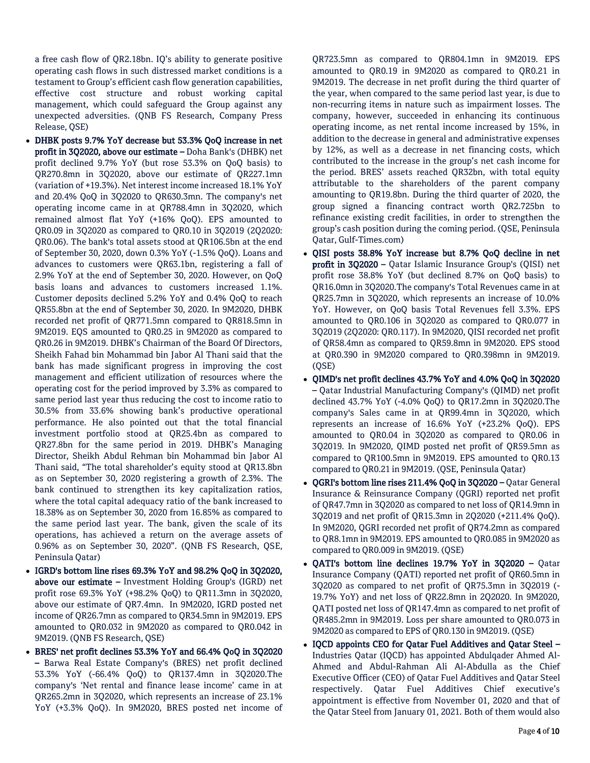a free cash flow of QR2.18bn. IQ's ability to generate positive operating cash flows in such distressed market conditions is a testament to Group's efficient cash flow generation capabilities, effective cost structure and robust working capital management, which could safeguard the Group against any unexpected adversities. (QNB FS Research, Company Press Release, QSE)

- **DHBK posts 9.7% YoY decrease but 53.3% QoQ increase in net profit in 3Q2020, above our estimate –** Doha Bank's (DHBK) net profit declined 9.7% YoY (but rose 53.3% on QoQ basis) to QR270.8mn in 3Q2020, above our estimate of QR227.1mn (variation of +19.3%). Net interest income increased 18.1% YoY and 20.4% QoQ in 3Q2020 to QR630.3mn. The company's net operating income came in at QR788.4mn in 3Q2020, which remained almost flat YoY (+16% QoQ). EPS amounted to QR0.09 in 3Q2020 as compared to QR0.10 in 3Q2019 (2Q2020: QR0.06). The bank's total assets stood at QR106.5bn at the end of September 30, 2020, down 0.3% YoY (-1.5% QoQ). Loans and advances to customers were QR63.1bn, registering a fall of 2.9% YoY at the end of September 30, 2020. However, on QoQ basis loans and advances to customers increased 1.1%. Customer deposits declined 5.2% YoY and 0.4% QoQ to reach QR55.8bn at the end of September 30, 2020. In 9M2020, DHBK recorded net profit of QR771.5mn compared to QR818.5mn in 9M2019. EQS amounted to QR0.25 in 9M2020 as compared to QR0.26 in 9M2019. DHBK's Chairman of the Board Of Directors, Sheikh Fahad bin Mohammad bin Jabor Al Thani said that the bank has made significant progress in improving the cost management and efficient utilization of resources where the operating cost for the period improved by 3.3% as compared to same period last year thus reducing the cost to income ratio to 30.5% from 33.6% showing bank's productive operational performance. He also pointed out that the total financial investment portfolio stood at QR25.4bn as compared to QR27.8bn for the same period in 2019. DHBK's Managing Director, Sheikh Abdul Rehman bin Mohammad bin Jabor Al Thani said, "The total shareholder's equity stood at QR13.8bn as on September 30, 2020 registering a growth of 2.3%. The bank continued to strengthen its key capitalization ratios, where the total capital adequacy ratio of the bank increased to 18.38% as on September 30, 2020 from 16.85% as compared to the same period last year. The bank, given the scale of its operations, has achieved a return on the average assets of 0.96% as on September 30, 2020". (QNB FS Research, QSE, Peninsula Qatar)
- **IGRD's bottom line rises 69.3% YoY and 98.2% QoQ in 3Q2020, above our estimate –** Investment Holding Group's (IGRD) net profit rose 69.3% YoY (+98.2% QoQ) to QR11.3mn in 3Q2020, above our estimate of QR7.4mn. In 9M2020, IGRD posted net income of QR26.7mn as compared to QR34.5mn in 9M2019. EPS amounted to QR0.032 in 9M2020 as compared to QR0.042 in 9M2019. (QNB FS Research, QSE)
- **BRES' net profit declines 53.3% YoY and 66.4% QoQ in 3Q2020 –** Barwa Real Estate Company's (BRES) net profit declined 53.3% YoY (-66.4% QoQ) to QR137.4mn in 3Q2020.The company's 'Net rental and finance lease income' came in at QR265.2mn in 3Q2020, which represents an increase of 23.1% YoY (+3.3% QoQ). In 9M2020, BRES posted net income of QR723.5mn as compared to QR804.1mn in 9M2019. EPS amounted to QR0.19 in 9M2020 as compared to QR0.21 in 9M2019. The decrease in net profit during the third quarter of the year, when compared to the same period last year, is due to non-recurring items in nature such as impairment losses. The company, however, succeeded in enhancing its continuous operating income, as net rental income increased by 15%, in addition to the decrease in general and administrative expenses by 12%, as well as a decrease in net financing costs, which contributed to the increase in the group's net cash income for the period. BRES' assets reached QR32bn, with total equity attributable to the shareholders of the parent company amounting to QR19.8bn. During the third quarter of 2020, the group signed a financing contract worth QR2.725bn to refinance existing credit facilities, in order to strengthen the group's cash position during the coming period. (QSE, Peninsula Qatar, Gulf-Times.com)
- **QISI posts 38.8% YoY increase but 8.7% QoQ decline in net profit in 3Q2020 –** Qatar Islamic Insurance Group's (QISI) net profit rose 38.8% YoY (but declined 8.7% on QoQ basis) to QR16.0mn in 3Q2020.The company's Total Revenues came in at QR25.7mn in 3Q2020, which represents an increase of 10.0% YoY. However, on QoQ basis Total Revenues fell 3.3%. EPS amounted to QR0.106 in 3Q2020 as compared to QR0.077 in 3Q2019 (2Q2020: QR0.117). In 9M2020, QISI recorded net profit of QR58.4mn as compared to QR59.8mn in 9M2020. EPS stood at QR0.390 in 9M2020 compared to QR0.398mn in 9M2019. (QSE)
- **QIMD's net profit declines 43.7% YoY and 4.0% QoQ in 3Q2020 –** Qatar Industrial Manufacturing Company's (QIMD) net profit declined 43.7% YoY (-4.0% QoQ) to QR17.2mn in 3Q2020.The company's Sales came in at QR99.4mn in 3Q2020, which represents an increase of 16.6% YoY (+23.2% QoQ). EPS amounted to QR0.04 in 3Q2020 as compared to QR0.06 in 3Q2019. In 9M2020, QIMD posted net profit of QR59.5mn as compared to QR100.5mn in 9M2019. EPS amounted to QR0.13 compared to QR0.21 in 9M2019. (QSE, Peninsula Qatar)
- **QGRI's bottom line rises 211.4% QoQ in 3Q2020 –** Qatar General Insurance & Reinsurance Company (QGRI) reported net profit of QR47.7mn in 3Q2020 as compared to net loss of QR14.9mn in 3Q2019 and net profit of QR15.3mn in 2Q2020 (+211.4% QoQ). In 9M2020, QGRI recorded net profit of QR74.2mn as compared to QR8.1mn in 9M2019. EPS amounted to QR0.085 in 9M2020 as compared to QR0.009 in 9M2019. (QSE)
- **QATI's bottom line declines 19.7% YoY in 3Q2020 –** Qatar Insurance Company (QATI) reported net profit of QR60.5mn in 3Q2020 as compared to net profit of QR75.3mn in 3Q2019 (-19.7% YoY) and net loss of QR22.8mn in 2Q2020. In 9M2020, QATI posted net loss of QR147.4mn as compared to net profit of QR485.2mn in 9M2019. Loss per share amounted to QR0.073 in 9M2020 as compared to EPS of QR0.130 in 9M2019. (QSE)
- **IQCD appoints CEO for Qatar Fuel Additives and Qatar Steel –** Industries Qatar (IQCD) has appointed Abdulqader Ahmed Al-Ahmed and Abdul-Rahman Ali Al-Abdulla as the Chief Executive Officer (CEO) of Qatar Fuel Additives and Qatar Steel respectively. Qatar Fuel Additives Chief executive's appointment is effective from November 01, 2020 and that of the Qatar Steel from January 01, 2021. Both of them would also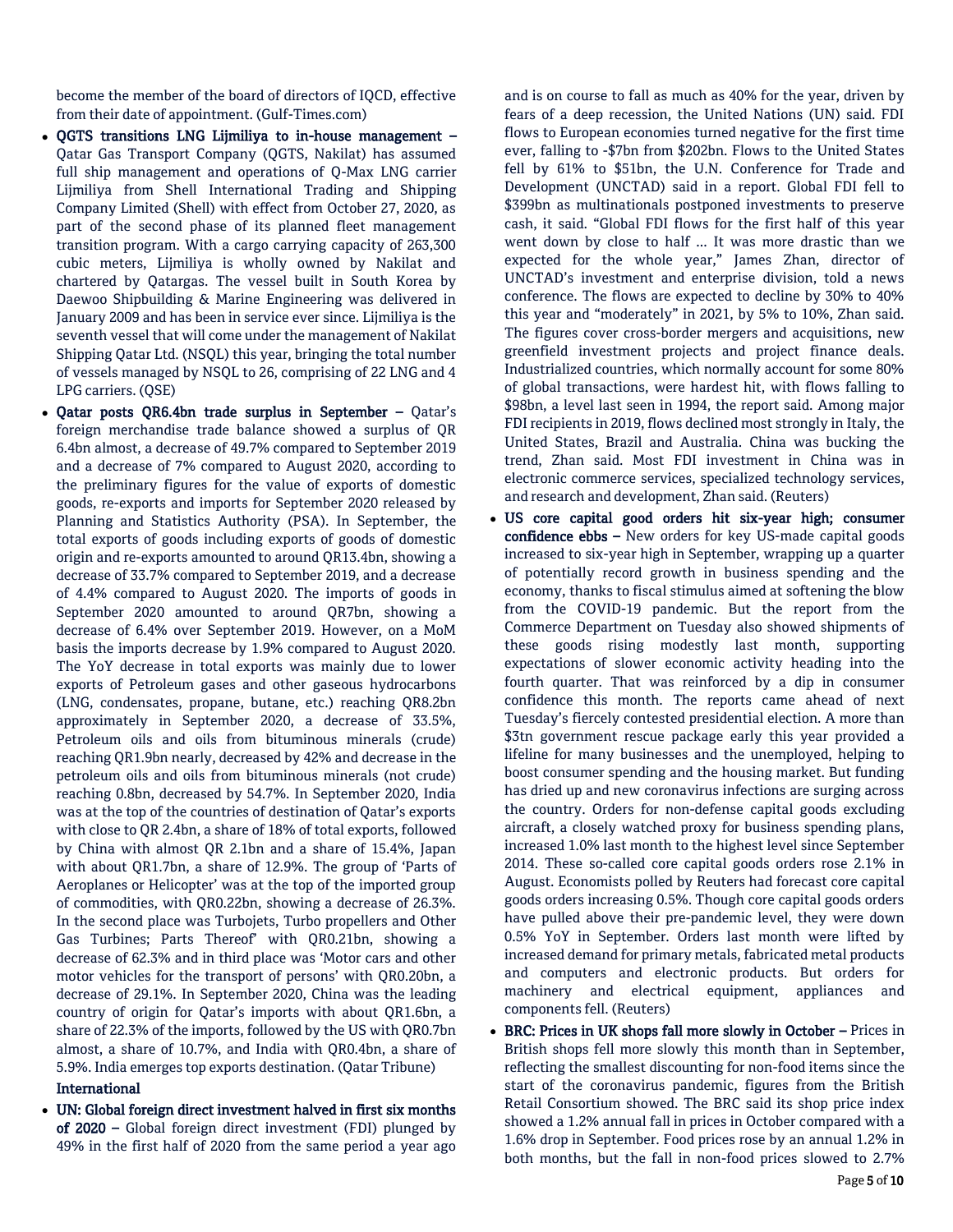become the member of the board of directors of IQCD, effective from their date of appointment. (Gulf-Times.com)

- **QGTS transitions LNG Lijmiliya to in-house management –** Qatar Gas Transport Company (QGTS, Nakilat) has assumed full ship management and operations of Q-Max LNG carrier Lijmiliya from Shell International Trading and Shipping Company Limited (Shell) with effect from October 27, 2020, as part of the second phase of its planned fleet management transition program. With a cargo carrying capacity of 263,300 cubic meters, Lijmiliya is wholly owned by Nakilat and chartered by Qatargas. The vessel built in South Korea by Daewoo Shipbuilding & Marine Engineering was delivered in January 2009 and has been in service ever since. Lijmiliya is the seventh vessel that will come under the management of Nakilat Shipping Qatar Ltd. (NSQL) this year, bringing the total number of vessels managed by NSQL to 26, comprising of 22 LNG and 4 LPG carriers. (QSE)
- **Qatar posts QR6.4bn trade surplus in September –** Qatar's foreign merchandise trade balance showed a surplus of QR 6.4bn almost, a decrease of 49.7% compared to September 2019 and a decrease of 7% compared to August 2020, according to the preliminary figures for the value of exports of domestic goods, re-exports and imports for September 2020 released by Planning and Statistics Authority (PSA). In September, the total exports of goods including exports of goods of domestic origin and re-exports amounted to around QR13.4bn, showing a decrease of 33.7% compared to September 2019, and a decrease of 4.4% compared to August 2020. The imports of goods in September 2020 amounted to around QR7bn, showing a decrease of 6.4% over September 2019. However, on a MoM basis the imports decrease by 1.9% compared to August 2020. The YoY decrease in total exports was mainly due to lower exports of Petroleum gases and other gaseous hydrocarbons (LNG, condensates, propane, butane, etc.) reaching QR8.2bn approximately in September 2020, a decrease of 33.5%, Petroleum oils and oils from bituminous minerals (crude) reaching QR1.9bn nearly, decreased by 42% and decrease in the petroleum oils and oils from bituminous minerals (not crude) reaching 0.8bn, decreased by 54.7%. In September 2020, India was at the top of the countries of destination of Qatar's exports with close to QR 2.4bn, a share of 18% of total exports, followed by China with almost QR 2.1bn and a share of 15.4%, Japan with about QR1.7bn, a share of 12.9%. The group of 'Parts of Aeroplanes or Helicopter' was at the top of the imported group of commodities, with QR0.22bn, showing a decrease of 26.3%. In the second place was Turbojets, Turbo propellers and Other Gas Turbines; Parts Thereof' with QR0.21bn, showing a decrease of 62.3% and in third place was 'Motor cars and other motor vehicles for the transport of persons' with QR0.20bn, a decrease of 29.1%. In September 2020, China was the leading country of origin for Qatar's imports with about QR1.6bn, a share of 22.3% of the imports, followed by the US with QR0.7bn almost, a share of 10.7%, and India with QR0.4bn, a share of 5.9%. India emerges top exports destination. (Qatar Tribune)

## International

- **UN: Global foreign direct investment halved in first six months of 2020 –** Global foreign direct investment (FDI) plunged by 49% in the first half of 2020 from the same period a year ago and is on course to fall as much as 40% for the year, driven by fears of a deep recession, the United Nations (UN) said. FDI flows to European economies turned negative for the first time ever, falling to -$7bn from $202bn. Flows to the United States fell by 61% to $51bn, the U.N. Conference for Trade and Development (UNCTAD) said in a report. Global FDI fell to $399bn as multinationals postponed investments to preserve cash, it said. "Global FDI flows for the first half of this year went down by close to half … It was more drastic than we expected for the whole year," James Zhan, director of UNCTAD's investment and enterprise division, told a news conference. The flows are expected to decline by 30% to 40% this year and "moderately" in 2021, by 5% to 10%, Zhan said. The figures cover cross-border mergers and acquisitions, new greenfield investment projects and project finance deals. Industrialized countries, which normally account for some 80% of global transactions, were hardest hit, with flows falling to $98bn, a level last seen in 1994, the report said. Among major FDI recipients in 2019, flows declined most strongly in Italy, the United States, Brazil and Australia. China was bucking the trend, Zhan said. Most FDI investment in China was in electronic commerce services, specialized technology services, and research and development, Zhan said. (Reuters)
- **US core capital good orders hit six-year high; consumer confidence ebbs –** New orders for key US-made capital goods increased to six-year high in September, wrapping up a quarter of potentially record growth in business spending and the economy, thanks to fiscal stimulus aimed at softening the blow from the COVID-19 pandemic. But the report from the Commerce Department on Tuesday also showed shipments of these goods rising modestly last month, supporting expectations of slower economic activity heading into the fourth quarter. That was reinforced by a dip in consumer confidence this month. The reports came ahead of next Tuesday's fiercely contested presidential election. A more than $3tn government rescue package early this year provided a lifeline for many businesses and the unemployed, helping to boost consumer spending and the housing market. But funding has dried up and new coronavirus infections are surging across the country. Orders for non-defense capital goods excluding aircraft, a closely watched proxy for business spending plans, increased 1.0% last month to the highest level since September 2014. These so-called core capital goods orders rose 2.1% in August. Economists polled by Reuters had forecast core capital goods orders increasing 0.5%. Though core capital goods orders have pulled above their pre-pandemic level, they were down 0.5% YoY in September. Orders last month were lifted by increased demand for primary metals, fabricated metal products and computers and electronic products. But orders for machinery and electrical equipment, appliances and components fell. (Reuters)
- **BRC: Prices in UK shops fall more slowly in October –** Prices in British shops fell more slowly this month than in September, reflecting the smallest discounting for non-food items since the start of the coronavirus pandemic, figures from the British Retail Consortium showed. The BRC said its shop price index showed a 1.2% annual fall in prices in October compared with a 1.6% drop in September. Food prices rose by an annual 1.2% in both months, but the fall in non-food prices slowed to 2.7%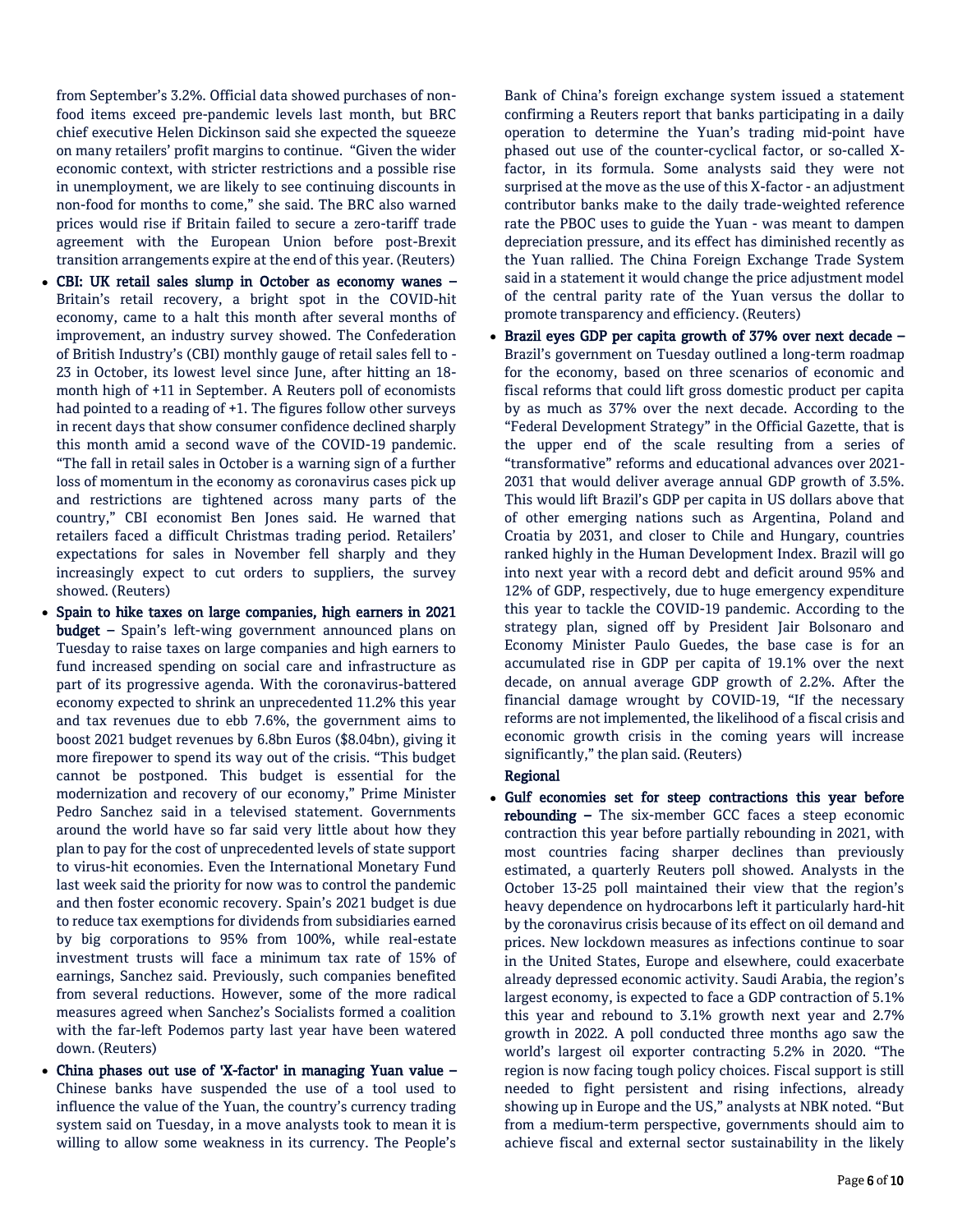from September's 3.2%. Official data showed purchases of non-food items exceed pre-pandemic levels last month, but BRC chief executive Helen Dickinson said she expected the squeeze on many retailers' profit margins to continue. "Given the wider economic context, with stricter restrictions and a possible rise in unemployment, we are likely to see continuing discounts in non-food for months to come," she said. The BRC also warned prices would rise if Britain failed to secure a zero-tariff trade agreement with the European Union before post-Brexit transition arrangements expire at the end of this year. (Reuters)

- **CBI: UK retail sales slump in October as economy wanes –** Britain's retail recovery, a bright spot in the COVID-hit economy, came to a halt this month after several months of improvement, an industry survey showed. The Confederation of British Industry's (CBI) monthly gauge of retail sales fell to -23 in October, its lowest level since June, after hitting an 18-month high of +11 in September. A Reuters poll of economists had pointed to a reading of +1. The figures follow other surveys in recent days that show consumer confidence declined sharply this month amid a second wave of the COVID-19 pandemic. "The fall in retail sales in October is a warning sign of a further loss of momentum in the economy as coronavirus cases pick up and restrictions are tightened across many parts of the country," CBI economist Ben Jones said. He warned that retailers faced a difficult Christmas trading period. Retailers' expectations for sales in November fell sharply and they increasingly expect to cut orders to suppliers, the survey showed. (Reuters)
- **Spain to hike taxes on large companies, high earners in 2021 budget –** Spain's left-wing government announced plans on Tuesday to raise taxes on large companies and high earners to fund increased spending on social care and infrastructure as part of its progressive agenda. With the coronavirus-battered economy expected to shrink an unprecedented 11.2% this year and tax revenues due to ebb 7.6%, the government aims to boost 2021 budget revenues by 6.8bn Euros ($8.04bn), giving it more firepower to spend its way out of the crisis. "This budget cannot be postponed. This budget is essential for the modernization and recovery of our economy," Prime Minister Pedro Sanchez said in a televised statement. Governments around the world have so far said very little about how they plan to pay for the cost of unprecedented levels of state support to virus-hit economies. Even the International Monetary Fund last week said the priority for now was to control the pandemic and then foster economic recovery. Spain's 2021 budget is due to reduce tax exemptions for dividends from subsidiaries earned by big corporations to 95% from 100%, while real-estate investment trusts will face a minimum tax rate of 15% of earnings, Sanchez said. Previously, such companies benefited from several reductions. However, some of the more radical measures agreed when Sanchez's Socialists formed a coalition with the far-left Podemos party last year have been watered down. (Reuters)
- **China phases out use of 'X-factor' in managing Yuan value –** Chinese banks have suspended the use of a tool used to influence the value of the Yuan, the country's currency trading system said on Tuesday, in a move analysts took to mean it is willing to allow some weakness in its currency. The People's Bank of China's foreign exchange system issued a statement confirming a Reuters report that banks participating in a daily operation to determine the Yuan's trading mid-point have phased out use of the counter-cyclical factor, or so-called X-factor, in its formula. Some analysts said they were not surprised at the move as the use of this X-factor - an adjustment contributor banks make to the daily trade-weighted reference rate the PBOC uses to guide the Yuan - was meant to dampen depreciation pressure, and its effect has diminished recently as the Yuan rallied. The China Foreign Exchange Trade System said in a statement it would change the price adjustment model of the central parity rate of the Yuan versus the dollar to promote transparency and efficiency. (Reuters)
- **Brazil eyes GDP per capita growth of 37% over next decade –** Brazil's government on Tuesday outlined a long-term roadmap for the economy, based on three scenarios of economic and fiscal reforms that could lift gross domestic product per capita by as much as 37% over the next decade. According to the "Federal Development Strategy" in the Official Gazette, that is the upper end of the scale resulting from a series of "transformative" reforms and educational advances over 2021-2031 that would deliver average annual GDP growth of 3.5%. This would lift Brazil's GDP per capita in US dollars above that of other emerging nations such as Argentina, Poland and Croatia by 2031, and closer to Chile and Hungary, countries ranked highly in the Human Development Index. Brazil will go into next year with a record debt and deficit around 95% and 12% of GDP, respectively, due to huge emergency expenditure this year to tackle the COVID-19 pandemic. According to the strategy plan, signed off by President Jair Bolsonaro and Economy Minister Paulo Guedes, the base case is for an accumulated rise in GDP per capita of 19.1% over the next decade, on annual average GDP growth of 2.2%. After the financial damage wrought by COVID-19, "If the necessary reforms are not implemented, the likelihood of a fiscal crisis and economic growth crisis in the coming years will increase significantly," the plan said. (Reuters)

## Regional

- **Gulf economies set for steep contractions this year before rebounding –** The six-member GCC faces a steep economic contraction this year before partially rebounding in 2021, with most countries facing sharper declines than previously estimated, a quarterly Reuters poll showed. Analysts in the October 13-25 poll maintained their view that the region's heavy dependence on hydrocarbons left it particularly hard-hit by the coronavirus crisis because of its effect on oil demand and prices. New lockdown measures as infections continue to soar in the United States, Europe and elsewhere, could exacerbate already depressed economic activity. Saudi Arabia, the region's largest economy, is expected to face a GDP contraction of 5.1% this year and rebound to 3.1% growth next year and 2.7% growth in 2022. A poll conducted three months ago saw the world's largest oil exporter contracting 5.2% in 2020. "The region is now facing tough policy choices. Fiscal support is still needed to fight persistent and rising infections, already showing up in Europe and the US," analysts at NBK noted. "But from a medium-term perspective, governments should aim to achieve fiscal and external sector sustainability in the likely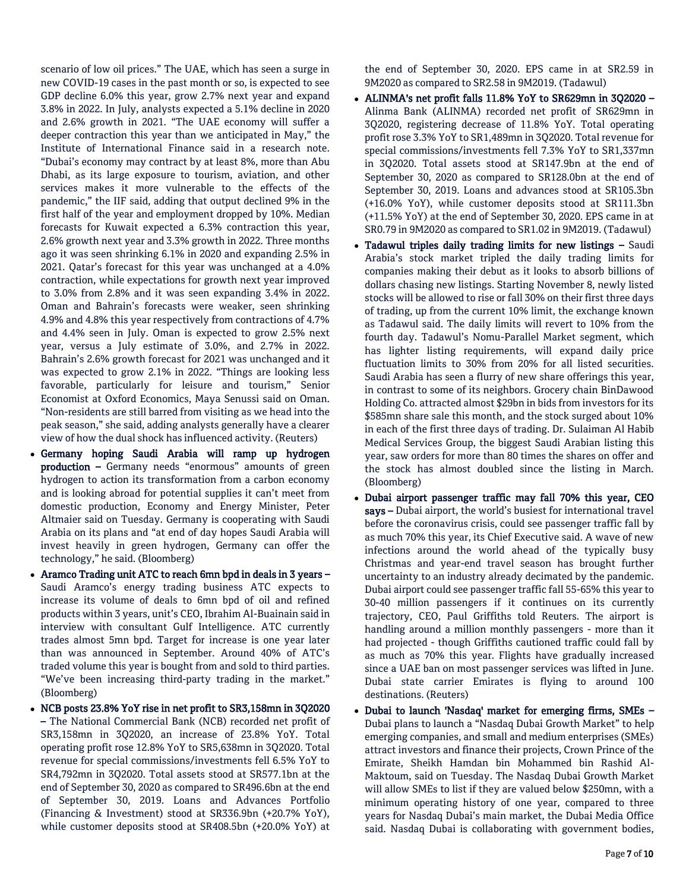scenario of low oil prices." The UAE, which has seen a surge in new COVID-19 cases in the past month or so, is expected to see GDP decline 6.0% this year, grow 2.7% next year and expand 3.8% in 2022. In July, analysts expected a 5.1% decline in 2020 and 2.6% growth in 2021. "The UAE economy will suffer a deeper contraction this year than we anticipated in May," the Institute of International Finance said in a research note. "Dubai's economy may contract by at least 8%, more than Abu Dhabi, as its large exposure to tourism, aviation, and other services makes it more vulnerable to the effects of the pandemic," the IIF said, adding that output declined 9% in the first half of the year and employment dropped by 10%. Median forecasts for Kuwait expected a 6.3% contraction this year, 2.6% growth next year and 3.3% growth in 2022. Three months ago it was seen shrinking 6.1% in 2020 and expanding 2.5% in 2021. Qatar's forecast for this year was unchanged at a 4.0% contraction, while expectations for growth next year improved to 3.0% from 2.8% and it was seen expanding 3.4% in 2022. Oman and Bahrain's forecasts were weaker, seen shrinking 4.9% and 4.8% this year respectively from contractions of 4.7% and 4.4% seen in July. Oman is expected to grow 2.5% next year, versus a July estimate of 3.0%, and 2.7% in 2022. Bahrain's 2.6% growth forecast for 2021 was unchanged and it was expected to grow 2.1% in 2022. "Things are looking less favorable, particularly for leisure and tourism," Senior Economist at Oxford Economics, Maya Senussi said on Oman. "Non-residents are still barred from visiting as we head into the peak season," she said, adding analysts generally have a clearer view of how the dual shock has influenced activity. (Reuters)

- **Germany hoping Saudi Arabia will ramp up hydrogen production –** Germany needs "enormous" amounts of green hydrogen to action its transformation from a carbon economy and is looking abroad for potential supplies it can't meet from domestic production, Economy and Energy Minister, Peter Altmaier said on Tuesday. Germany is cooperating with Saudi Arabia on its plans and "at end of day hopes Saudi Arabia will invest heavily in green hydrogen, Germany can offer the technology," he said. (Bloomberg)
- **Aramco Trading unit ATC to reach 6mn bpd in deals in 3 years –** Saudi Aramco's energy trading business ATC expects to increase its volume of deals to 6mn bpd of oil and refined products within 3 years, unit's CEO, Ibrahim Al-Buainain said in interview with consultant Gulf Intelligence. ATC currently trades almost 5mn bpd. Target for increase is one year later than was announced in September. Around 40% of ATC's traded volume this year is bought from and sold to third parties. "We've been increasing third-party trading in the market." (Bloomberg)
- **NCB posts 23.8% YoY rise in net profit to SR3,158mn in 3Q2020 –** The National Commercial Bank (NCB) recorded net profit of SR3,158mn in 3Q2020, an increase of 23.8% YoY. Total operating profit rose 12.8% YoY to SR5,638mn in 3Q2020. Total revenue for special commissions/investments fell 6.5% YoY to SR4,792mn in 3Q2020. Total assets stood at SR577.1bn at the end of September 30, 2020 as compared to SR496.6bn at the end of September 30, 2019. Loans and Advances Portfolio (Financing & Investment) stood at SR336.9bn (+20.7% YoY), while customer deposits stood at SR408.5bn (+20.0% YoY) at the end of September 30, 2020. EPS came in at SR2.59 in 9M2020 as compared to SR2.58 in 9M2019. (Tadawul)
- **ALINMA's net profit falls 11.8% YoY to SR629mn in 3Q2020 –** Alinma Bank (ALINMA) recorded net profit of SR629mn in 3Q2020, registering decrease of 11.8% YoY. Total operating profit rose 3.3% YoY to SR1,489mn in 3Q2020. Total revenue for special commissions/investments fell 7.3% YoY to SR1,337mn in 3Q2020. Total assets stood at SR147.9bn at the end of September 30, 2020 as compared to SR128.0bn at the end of September 30, 2019. Loans and advances stood at SR105.3bn (+16.0% YoY), while customer deposits stood at SR111.3bn (+11.5% YoY) at the end of September 30, 2020. EPS came in at SR0.79 in 9M2020 as compared to SR1.02 in 9M2019. (Tadawul)
- **Tadawul triples daily trading limits for new listings –** Saudi Arabia's stock market tripled the daily trading limits for companies making their debut as it looks to absorb billions of dollars chasing new listings. Starting November 8, newly listed stocks will be allowed to rise or fall 30% on their first three days of trading, up from the current 10% limit, the exchange known as Tadawul said. The daily limits will revert to 10% from the fourth day. Tadawul's Nomu-Parallel Market segment, which has lighter listing requirements, will expand daily price fluctuation limits to 30% from 20% for all listed securities. Saudi Arabia has seen a flurry of new share offerings this year, in contrast to some of its neighbors. Grocery chain BinDawood Holding Co. attracted almost $29bn in bids from investors for its $585mn share sale this month, and the stock surged about 10% in each of the first three days of trading. Dr. Sulaiman Al Habib Medical Services Group, the biggest Saudi Arabian listing this year, saw orders for more than 80 times the shares on offer and the stock has almost doubled since the listing in March. (Bloomberg)
- **Dubai airport passenger traffic may fall 70% this year, CEO says –** Dubai airport, the world's busiest for international travel before the coronavirus crisis, could see passenger traffic fall by as much 70% this year, its Chief Executive said. A wave of new infections around the world ahead of the typically busy Christmas and year-end travel season has brought further uncertainty to an industry already decimated by the pandemic. Dubai airport could see passenger traffic fall 55-65% this year to 30-40 million passengers if it continues on its currently trajectory, CEO, Paul Griffiths told Reuters. The airport is handling around a million monthly passengers - more than it had projected - though Griffiths cautioned traffic could fall by as much as 70% this year. Flights have gradually increased since a UAE ban on most passenger services was lifted in June. Dubai state carrier Emirates is flying to around 100 destinations. (Reuters)
- **Dubai to launch 'Nasdaq' market for emerging firms, SMEs –** Dubai plans to launch a "Nasdaq Dubai Growth Market" to help emerging companies, and small and medium enterprises (SMEs) attract investors and finance their projects, Crown Prince of the Emirate, Sheikh Hamdan bin Mohammed bin Rashid Al-Maktoum, said on Tuesday. The Nasdaq Dubai Growth Market will allow SMEs to list if they are valued below $250mn, with a minimum operating history of one year, compared to three years for Nasdaq Dubai's main market, the Dubai Media Office said. Nasdaq Dubai is collaborating with government bodies,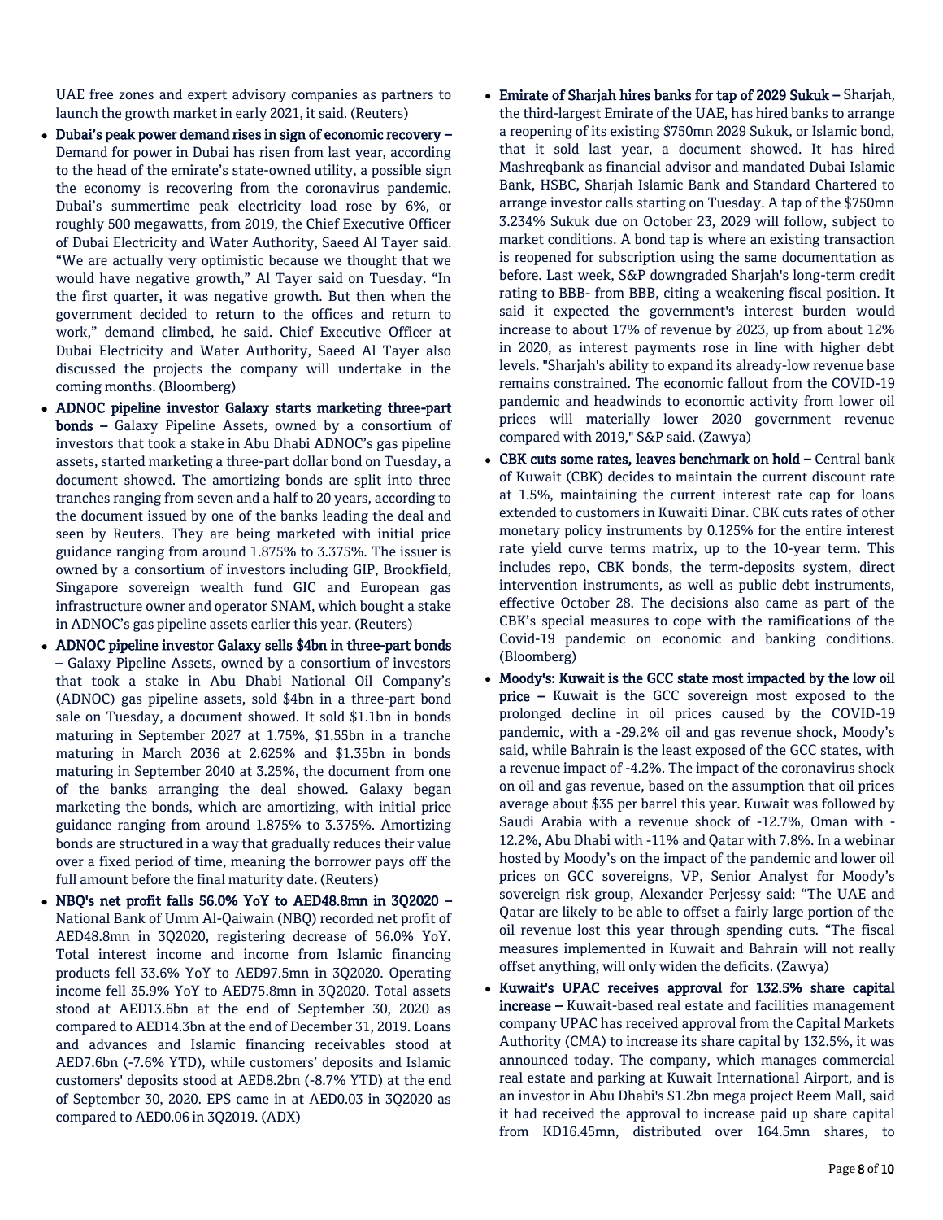UAE free zones and expert advisory companies as partners to launch the growth market in early 2021, it said. (Reuters)

- **Dubai's peak power demand rises in sign of economic recovery –** Demand for power in Dubai has risen from last year, according to the head of the emirate's state-owned utility, a possible sign the economy is recovering from the coronavirus pandemic. Dubai's summertime peak electricity load rose by 6%, or roughly 500 megawatts, from 2019, the Chief Executive Officer of Dubai Electricity and Water Authority, Saeed Al Tayer said. "We are actually very optimistic because we thought that we would have negative growth," Al Tayer said on Tuesday. "In the first quarter, it was negative growth. But then when the government decided to return to the offices and return to work," demand climbed, he said. Chief Executive Officer at Dubai Electricity and Water Authority, Saeed Al Tayer also discussed the projects the company will undertake in the coming months. (Bloomberg)
- **ADNOC pipeline investor Galaxy starts marketing three-part bonds –** Galaxy Pipeline Assets, owned by a consortium of investors that took a stake in Abu Dhabi ADNOC's gas pipeline assets, started marketing a three-part dollar bond on Tuesday, a document showed. The amortizing bonds are split into three tranches ranging from seven and a half to 20 years, according to the document issued by one of the banks leading the deal and seen by Reuters. They are being marketed with initial price guidance ranging from around 1.875% to 3.375%. The issuer is owned by a consortium of investors including GIP, Brookfield, Singapore sovereign wealth fund GIC and European gas infrastructure owner and operator SNAM, which bought a stake in ADNOC's gas pipeline assets earlier this year. (Reuters)
- **ADNOC pipeline investor Galaxy sells $4bn in three-part bonds –** Galaxy Pipeline Assets, owned by a consortium of investors that took a stake in Abu Dhabi National Oil Company's (ADNOC) gas pipeline assets, sold $4bn in a three-part bond sale on Tuesday, a document showed. It sold $1.1bn in bonds maturing in September 2027 at 1.75%, $1.55bn in a tranche maturing in March 2036 at 2.625% and $1.35bn in bonds maturing in September 2040 at 3.25%, the document from one of the banks arranging the deal showed. Galaxy began marketing the bonds, which are amortizing, with initial price guidance ranging from around 1.875% to 3.375%. Amortizing bonds are structured in a way that gradually reduces their value over a fixed period of time, meaning the borrower pays off the full amount before the final maturity date. (Reuters)
- **NBQ's net profit falls 56.0% YoY to AED48.8mn in 3Q2020 –** National Bank of Umm Al-Qaiwain (NBQ) recorded net profit of AED48.8mn in 3Q2020, registering decrease of 56.0% YoY. Total interest income and income from Islamic financing products fell 33.6% YoY to AED97.5mn in 3Q2020. Operating income fell 35.9% YoY to AED75.8mn in 3Q2020. Total assets stood at AED13.6bn at the end of September 30, 2020 as compared to AED14.3bn at the end of December 31, 2019. Loans and advances and Islamic financing receivables stood at AED7.6bn (-7.6% YTD), while customers' deposits and Islamic customers' deposits stood at AED8.2bn (-8.7% YTD) at the end of September 30, 2020. EPS came in at AED0.03 in 3Q2020 as compared to AED0.06 in 3Q2019. (ADX)
- **Emirate of Sharjah hires banks for tap of 2029 Sukuk –** Sharjah, the third-largest Emirate of the UAE, has hired banks to arrange a reopening of its existing $750mn 2029 Sukuk, or Islamic bond, that it sold last year, a document showed. It has hired Mashreqbank as financial advisor and mandated Dubai Islamic Bank, HSBC, Sharjah Islamic Bank and Standard Chartered to arrange investor calls starting on Tuesday. A tap of the $750mn 3.234% Sukuk due on October 23, 2029 will follow, subject to market conditions. A bond tap is where an existing transaction is reopened for subscription using the same documentation as before. Last week, S&P downgraded Sharjah's long-term credit rating to BBB- from BBB, citing a weakening fiscal position. It said it expected the government's interest burden would increase to about 17% of revenue by 2023, up from about 12% in 2020, as interest payments rose in line with higher debt levels. "Sharjah's ability to expand its already-low revenue base remains constrained. The economic fallout from the COVID-19 pandemic and headwinds to economic activity from lower oil prices will materially lower 2020 government revenue compared with 2019," S&P said. (Zawya)
- **CBK cuts some rates, leaves benchmark on hold –** Central bank of Kuwait (CBK) decides to maintain the current discount rate at 1.5%, maintaining the current interest rate cap for loans extended to customers in Kuwaiti Dinar. CBK cuts rates of other monetary policy instruments by 0.125% for the entire interest rate yield curve terms matrix, up to the 10-year term. This includes repo, CBK bonds, the term-deposits system, direct intervention instruments, as well as public debt instruments, effective October 28. The decisions also came as part of the CBK's special measures to cope with the ramifications of the Covid-19 pandemic on economic and banking conditions. (Bloomberg)
- **Moody's: Kuwait is the GCC state most impacted by the low oil price –** Kuwait is the GCC sovereign most exposed to the prolonged decline in oil prices caused by the COVID-19 pandemic, with a -29.2% oil and gas revenue shock, Moody's said, while Bahrain is the least exposed of the GCC states, with a revenue impact of -4.2%. The impact of the coronavirus shock on oil and gas revenue, based on the assumption that oil prices average about $35 per barrel this year. Kuwait was followed by Saudi Arabia with a revenue shock of -12.7%, Oman with -12.2%, Abu Dhabi with -11% and Qatar with 7.8%. In a webinar hosted by Moody's on the impact of the pandemic and lower oil prices on GCC sovereigns, VP, Senior Analyst for Moody's sovereign risk group, Alexander Perjessy said: "The UAE and Qatar are likely to be able to offset a fairly large portion of the oil revenue lost this year through spending cuts. "The fiscal measures implemented in Kuwait and Bahrain will not really offset anything, will only widen the deficits. (Zawya)
- **Kuwait's UPAC receives approval for 132.5% share capital increase –** Kuwait-based real estate and facilities management company UPAC has received approval from the Capital Markets Authority (CMA) to increase its share capital by 132.5%, it was announced today. The company, which manages commercial real estate and parking at Kuwait International Airport, and is an investor in Abu Dhabi's $1.2bn mega project Reem Mall, said it had received the approval to increase paid up share capital from KD16.45mn, distributed over 164.5mn shares, to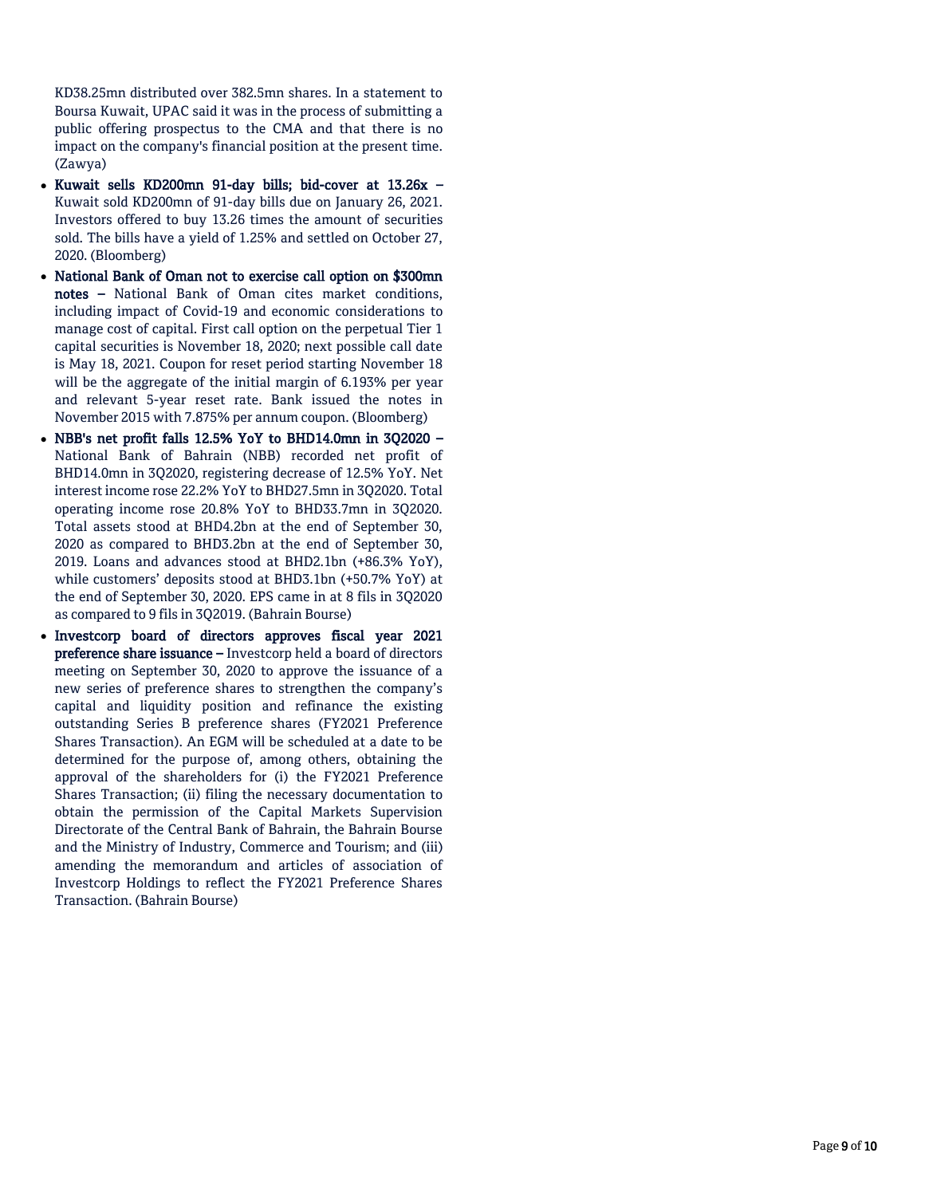KD38.25mn distributed over 382.5mn shares. In a statement to Boursa Kuwait, UPAC said it was in the process of submitting a public offering prospectus to the CMA and that there is no impact on the company's financial position at the present time. (Zawya)

- **Kuwait sells KD200mn 91-day bills; bid-cover at 13.26x –** Kuwait sold KD200mn of 91-day bills due on January 26, 2021. Investors offered to buy 13.26 times the amount of securities sold. The bills have a yield of 1.25% and settled on October 27, 2020. (Bloomberg)
- **National Bank of Oman not to exercise call option on $300mn notes –** National Bank of Oman cites market conditions, including impact of Covid-19 and economic considerations to manage cost of capital. First call option on the perpetual Tier 1 capital securities is November 18, 2020; next possible call date is May 18, 2021. Coupon for reset period starting November 18 will be the aggregate of the initial margin of 6.193% per year and relevant 5-year reset rate. Bank issued the notes in November 2015 with 7.875% per annum coupon. (Bloomberg)
- **NBB's net profit falls 12.5% YoY to BHD14.0mn in 3Q2020 –** National Bank of Bahrain (NBB) recorded net profit of BHD14.0mn in 3Q2020, registering decrease of 12.5% YoY. Net interest income rose 22.2% YoY to BHD27.5mn in 3Q2020. Total operating income rose 20.8% YoY to BHD33.7mn in 3Q2020. Total assets stood at BHD4.2bn at the end of September 30, 2020 as compared to BHD3.2bn at the end of September 30, 2019. Loans and advances stood at BHD2.1bn (+86.3% YoY), while customers' deposits stood at BHD3.1bn (+50.7% YoY) at the end of September 30, 2020. EPS came in at 8 fils in 3Q2020 as compared to 9 fils in 3Q2019. (Bahrain Bourse)
- **Investcorp board of directors approves fiscal year 2021 preference share issuance –** Investcorp held a board of directors meeting on September 30, 2020 to approve the issuance of a new series of preference shares to strengthen the company's capital and liquidity position and refinance the existing outstanding Series B preference shares (FY2021 Preference Shares Transaction). An EGM will be scheduled at a date to be determined for the purpose of, among others, obtaining the approval of the shareholders for (i) the FY2021 Preference Shares Transaction; (ii) filing the necessary documentation to obtain the permission of the Capital Markets Supervision Directorate of the Central Bank of Bahrain, the Bahrain Bourse and the Ministry of Industry, Commerce and Tourism; and (iii) amending the memorandum and articles of association of Investcorp Holdings to reflect the FY2021 Preference Shares Transaction. (Bahrain Bourse)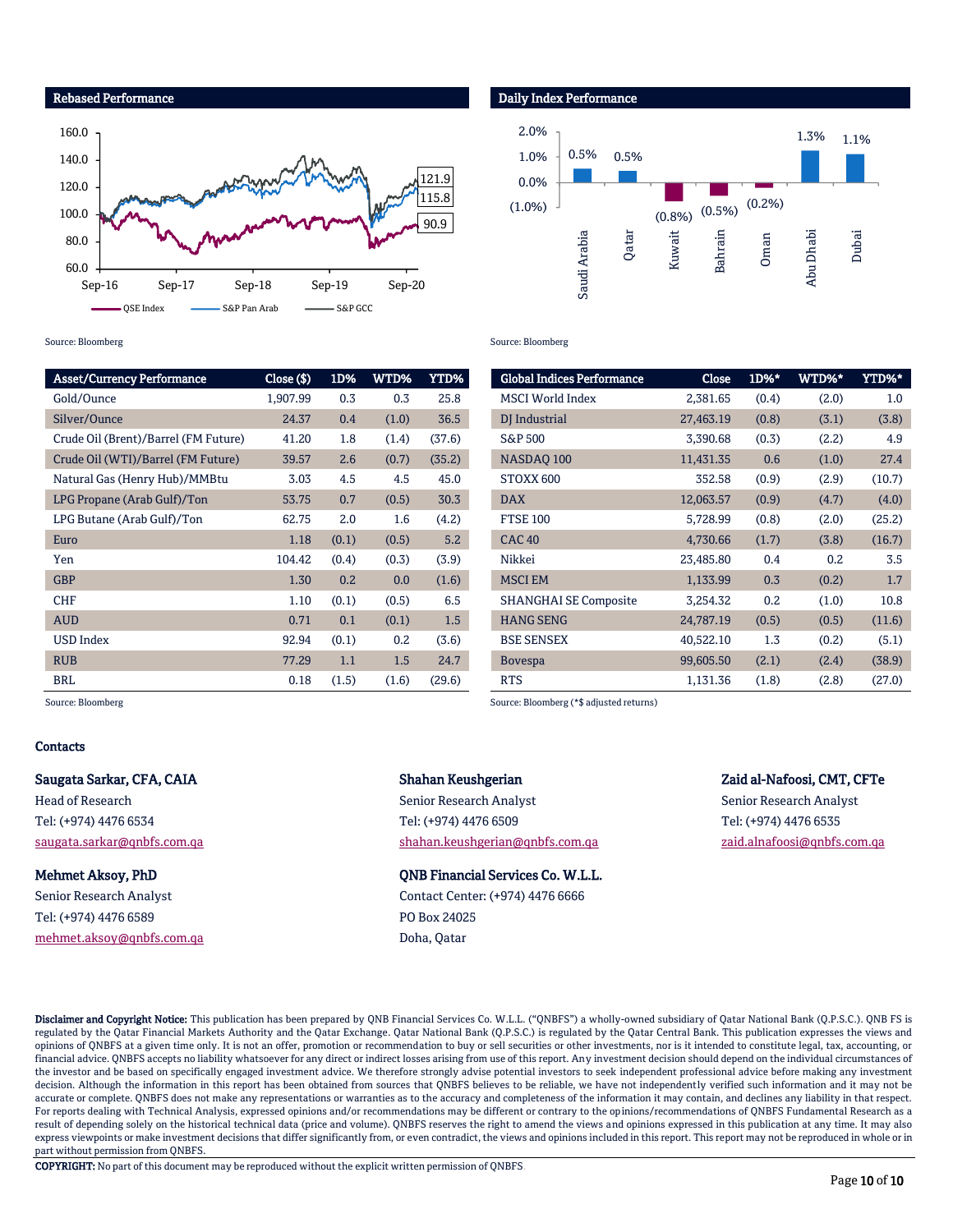**Rebased Performance**

160.0
140.0
120.0
100.0
80.0
60.0

Sep-16 Sep-17 Sep-18 Sep-19 Sep-20

121.9
115.8
90.9

QSE Index S&P Pan Arab S&P GCC

Source: Bloomberg

**Daily Index Performance**

2.0%
1.0%
0.0%
(1.0%)

0.5% 0.5% (0.8%) (0.5%) (0.2%) 1.3% 1.1%

Saudi Arabia Qatar Kuwait Bahrain Oman Abu Dhabi Dubai

Source: Bloomberg

| Asset/Currency Performance | Close ($) | 1D% | WTD% | YTD% |
|---|---|---|---|---|
| Gold/Ounce | 1,907.99 | 0.3 | 0.3 | 25.8 |
| Silver/Ounce | 24.37 | 0.4 | (1.0) | 36.5 |
| Crude Oil (Brent)/Barrel (FM Future) | 41.20 | 1.8 | (1.4) | (37.6) |
| Crude Oil (WTI)/Barrel (FM Future) | 39.57 | 2.6 | (0.7) | (35.2) |
| Natural Gas (Henry Hub)/MMBtu | 3.03 | 4.5 | 4.5 | 45.0 |
| LPG Propane (Arab Gulf)/Ton | 53.75 | 0.7 | (0.5) | 30.3 |
| LPG Butane (Arab Gulf)/Ton | 62.75 | 2.0 | 1.6 | (4.2) |
| Euro | 1.18 | (0.1) | (0.5) | 5.2 |
| Yen | 104.42 | (0.4) | (0.3) | (3.9) |
| GBP | 1.30 | 0.2 | 0.0 | (1.6) |
| CHF | 1.10 | (0.1) | (0.5) | 6.5 |
| AUD | 0.71 | 0.1 | (0.1) | 1.5 |
| USD Index | 92.94 | (0.1) | 0.2 | (3.6) |
| RUB | 77.29 | 1.1 | 1.5 | 24.7 |
| BRL | 0.18 | (1.5) | (1.6) | (29.6) |

Source: Bloomberg

| Global Indices Performance | Close | 1D%* | WTD%* | YTD%* |
|---|---|---|---|---|
| MSCI World Index | 2,381.65 | (0.4) | (2.0) | 1.0 |
| DJ Industrial | 27,463.19 | (0.8) | (3.1) | (3.8) |
| S&P 500 | 3,390.68 | (0.3) | (2.2) | 4.9 |
| NASDAQ 100 | 11,431.35 | 0.6 | (1.0) | 27.4 |
| STOXX 600 | 352.58 | (0.9) | (2.9) | (10.7) |
| DAX | 12,063.57 | (0.9) | (4.7) | (4.0) |
| FTSE 100 | 5,728.99 | (0.8) | (2.0) | (25.2) |
| CAC 40 | 4,730.66 | (1.7) | (3.8) | (16.7) |
| Nikkei | 23,485.80 | 0.4 | 0.2 | 3.5 |
| MSCI EM | 1,133.99 | 0.3 | (0.2) | 1.7 |
| SHANGHAI SE Composite | 3,254.32 | 0.2 | (1.0) | 10.8 |
| HANG SENG | 24,787.19 | (0.5) | (0.5) | (11.6) |
| BSE SENSEX | 40,522.10 | 1.3 | (0.2) | (5.1) |
| Bovespa | 99,605.50 | (2.1) | (2.4) | (38.9) |
| RTS | 1,131.36 | (1.8) | (2.8) | (27.0) |

Source: Bloomberg (*$ adjusted returns)

## Contacts

**Saugata Sarkar, CFA, CAIA**
Head of Research
Tel: (+974) 4476 6534
saugata.sarkar@qnbfs.com.qa

**Shahan Keushgerian**
Senior Research Analyst
Tel: (+974) 4476 6509
shahan.keushgerian@qnbfs.com.qa

**Zaid al-Nafoosi, CMT, CFTe**
Senior Research Analyst
Tel: (+974) 4476 6535
zaid.alnafoosi@qnbfs.com.qa

**Mehmet Aksoy, PhD**
Senior Research Analyst
Tel: (+974) 4476 6589
mehmet.aksoy@qnbfs.com.qa

**QNB Financial Services Co. W.L.L.**
Contact Center: (+974) 4476 6666
PO Box 24025
Doha, Qatar

**Disclaimer and Copyright Notice:** This publication has been prepared by QNB Financial Services Co. W.L.L. ("QNBFS") a wholly-owned subsidiary of Qatar National Bank (Q.P.S.C.). QNB FS is regulated by the Qatar Financial Markets Authority and the Qatar Exchange. Qatar National Bank (Q.P.S.C.) is regulated by the Qatar Central Bank. This publication expresses the views and opinions of QNBFS at a given time only. It is not an offer, promotion or recommendation to buy or sell securities or other investments, nor is it intended to constitute legal, tax, accounting, or financial advice. QNBFS accepts no liability whatsoever for any direct or indirect losses arising from use of this report. Any investment decision should depend on the individual circumstances of the investor and be based on specifically engaged investment advice. We therefore strongly advise potential investors to seek independent professional advice before making any investment decision. Although the information in this report has been obtained from sources that QNBFS believes to be reliable, we have not independently verified such information and it may not be accurate or complete. QNBFS does not make any representations or warranties as to the accuracy and completeness of the information it may contain, and declines any liability in that respect. For reports dealing with Technical Analysis, expressed opinions and/or recommendations may be different or contrary to the opinions/recommendations of QNBFS Fundamental Research as a result of depending solely on the historical technical data (price and volume). QNBFS reserves the right to amend the views and opinions expressed in this publication at any time. It may also express viewpoints or make investment decisions that differ significantly from, or even contradict, the views and opinions included in this report. This report may not be reproduced in whole or in part without permission from QNBFS.

**COPYRIGHT:** No part of this document may be reproduced without the explicit written permission of QNBFS